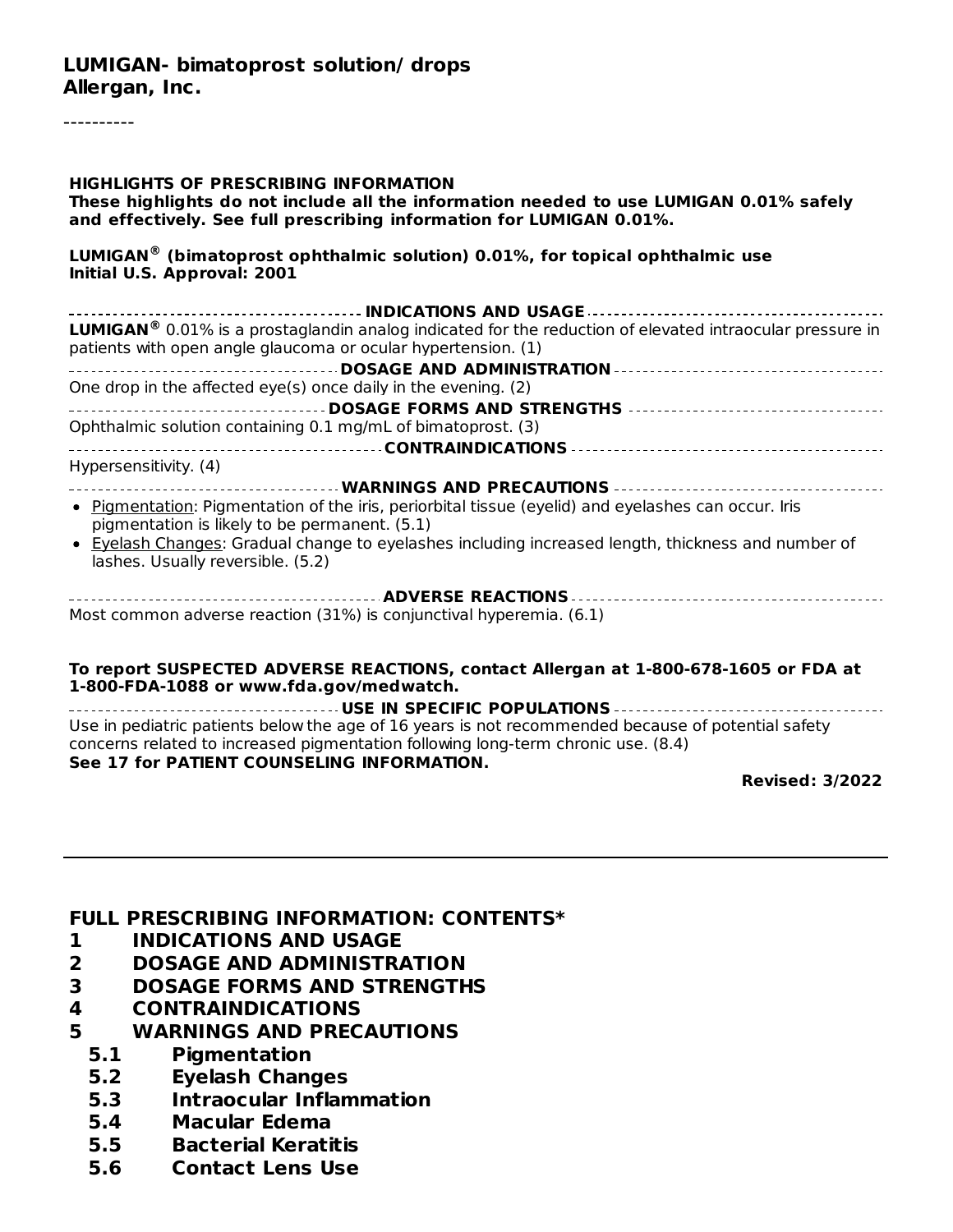**LUMIGAN- bimatoprost solution/ drops**
**Allergan, Inc.**

----------

**HIGHLIGHTS OF PRESCRIBING INFORMATION**
**These highlights do not include all the information needed to use LUMIGAN 0.01% safely and effectively. See full prescribing information for LUMIGAN 0.01%.**

**LUMIGAN® (bimatoprost ophthalmic solution) 0.01%, for topical ophthalmic use**
**Initial U.S. Approval: 2001**

**INDICATIONS AND USAGE**

**LUMIGAN®** 0.01% is a prostaglandin analog indicated for the reduction of elevated intraocular pressure in patients with open angle glaucoma or ocular hypertension. (1)

**DOSAGE AND ADMINISTRATION**

One drop in the affected eye(s) once daily in the evening. (2)

**DOSAGE FORMS AND STRENGTHS**

Ophthalmic solution containing 0.1 mg/mL of bimatoprost. (3)

**CONTRAINDICATIONS**

Hypersensitivity. (4)

**WARNINGS AND PRECAUTIONS**

- Pigmentation: Pigmentation of the iris, periorbital tissue (eyelid) and eyelashes can occur. Iris pigmentation is likely to be permanent. (5.1)
- Eyelash Changes: Gradual change to eyelashes including increased length, thickness and number of lashes. Usually reversible. (5.2)

**ADVERSE REACTIONS**

Most common adverse reaction (31%) is conjunctival hyperemia. (6.1)

**To report SUSPECTED ADVERSE REACTIONS, contact Allergan at 1-800-678-1605 or FDA at 1-800-FDA-1088 or www.fda.gov/medwatch.**

**USE IN SPECIFIC POPULATIONS**

Use in pediatric patients below the age of 16 years is not recommended because of potential safety concerns related to increased pigmentation following long-term chronic use. (8.4)

**See 17 for PATIENT COUNSELING INFORMATION.**

**Revised: 3/2022**

---

## FULL PRESCRIBING INFORMATION: CONTENTS*

**1 INDICATIONS AND USAGE**
**2 DOSAGE AND ADMINISTRATION**
**3 DOSAGE FORMS AND STRENGTHS**
**4 CONTRAINDICATIONS**
**5 WARNINGS AND PRECAUTIONS**
- **5.1 Pigmentation**
- **5.2 Eyelash Changes**
- **5.3 Intraocular Inflammation**
- **5.4 Macular Edema**
- **5.5 Bacterial Keratitis**
- **5.6 Contact Lens Use**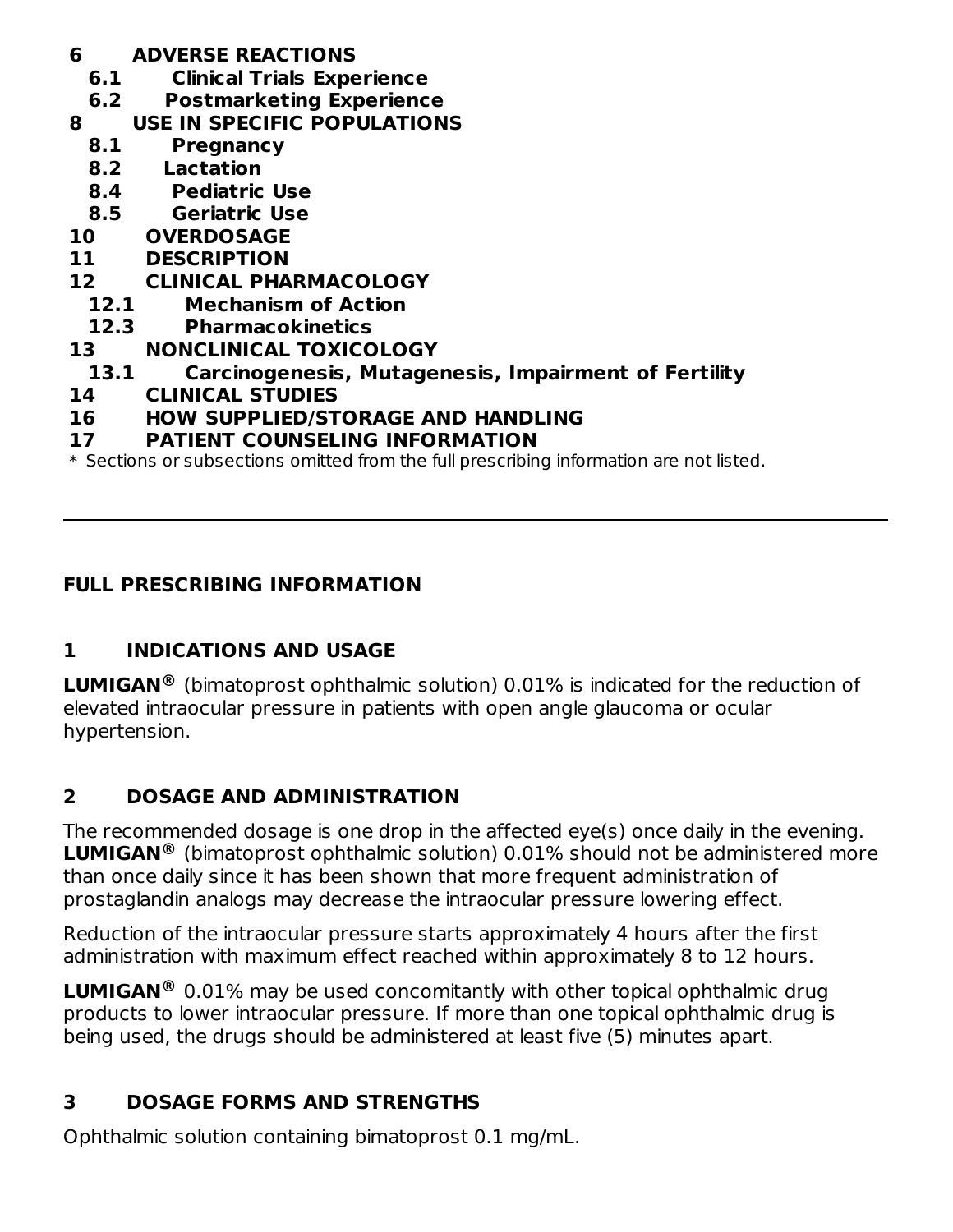**6 ADVERSE REACTIONS**
- **6.1 Clinical Trials Experience**
- **6.2 Postmarketing Experience**

**8 USE IN SPECIFIC POPULATIONS**
- **8.1 Pregnancy**
- **8.2 Lactation**
- **8.4 Pediatric Use**
- **8.5 Geriatric Use**

**10 OVERDOSAGE**

**11 DESCRIPTION**

**12 CLINICAL PHARMACOLOGY**
- **12.1 Mechanism of Action**
- **12.3 Pharmacokinetics**

**13 NONCLINICAL TOXICOLOGY**
- **13.1 Carcinogenesis, Mutagenesis, Impairment of Fertility**

**14 CLINICAL STUDIES**

**16 HOW SUPPLIED/STORAGE AND HANDLING**

**17 PATIENT COUNSELING INFORMATION**

* Sections or subsections omitted from the full prescribing information are not listed.

---

# FULL PRESCRIBING INFORMATION

## 1 INDICATIONS AND USAGE

**LUMIGAN®** (bimatoprost ophthalmic solution) 0.01% is indicated for the reduction of elevated intraocular pressure in patients with open angle glaucoma or ocular hypertension.

## 2 DOSAGE AND ADMINISTRATION

The recommended dosage is one drop in the affected eye(s) once daily in the evening. **LUMIGAN®** (bimatoprost ophthalmic solution) 0.01% should not be administered more than once daily since it has been shown that more frequent administration of prostaglandin analogs may decrease the intraocular pressure lowering effect.

Reduction of the intraocular pressure starts approximately 4 hours after the first administration with maximum effect reached within approximately 8 to 12 hours.

**LUMIGAN®** 0.01% may be used concomitantly with other topical ophthalmic drug products to lower intraocular pressure. If more than one topical ophthalmic drug is being used, the drugs should be administered at least five (5) minutes apart.

## 3 DOSAGE FORMS AND STRENGTHS

Ophthalmic solution containing bimatoprost 0.1 mg/mL.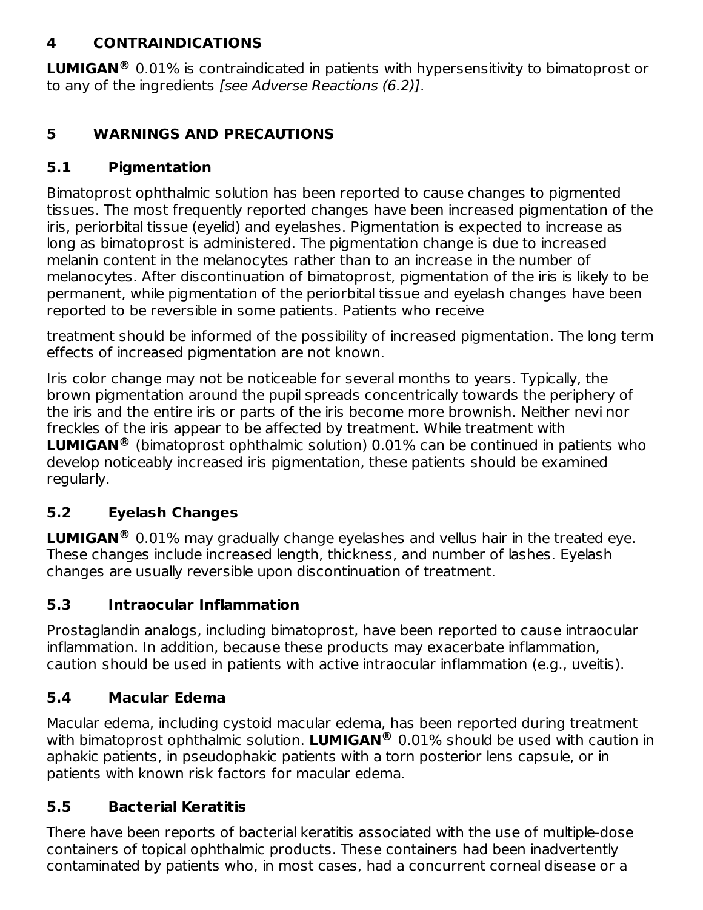## 4 CONTRAINDICATIONS

**LUMIGAN®** 0.01% is contraindicated in patients with hypersensitivity to bimatoprost or to any of the ingredients *[see Adverse Reactions (6.2)]*.

## 5 WARNINGS AND PRECAUTIONS

### 5.1 Pigmentation

Bimatoprost ophthalmic solution has been reported to cause changes to pigmented tissues. The most frequently reported changes have been increased pigmentation of the iris, periorbital tissue (eyelid) and eyelashes. Pigmentation is expected to increase as long as bimatoprost is administered. The pigmentation change is due to increased melanin content in the melanocytes rather than to an increase in the number of melanocytes. After discontinuation of bimatoprost, pigmentation of the iris is likely to be permanent, while pigmentation of the periorbital tissue and eyelash changes have been reported to be reversible in some patients. Patients who receive treatment should be informed of the possibility of increased pigmentation. The long term effects of increased pigmentation are not known.

Iris color change may not be noticeable for several months to years. Typically, the brown pigmentation around the pupil spreads concentrically towards the periphery of the iris and the entire iris or parts of the iris become more brownish. Neither nevi nor freckles of the iris appear to be affected by treatment. While treatment with **LUMIGAN®** (bimatoprost ophthalmic solution) 0.01% can be continued in patients who develop noticeably increased iris pigmentation, these patients should be examined regularly.

### 5.2 Eyelash Changes

**LUMIGAN®** 0.01% may gradually change eyelashes and vellus hair in the treated eye. These changes include increased length, thickness, and number of lashes. Eyelash changes are usually reversible upon discontinuation of treatment.

### 5.3 Intraocular Inflammation

Prostaglandin analogs, including bimatoprost, have been reported to cause intraocular inflammation. In addition, because these products may exacerbate inflammation, caution should be used in patients with active intraocular inflammation (e.g., uveitis).

### 5.4 Macular Edema

Macular edema, including cystoid macular edema, has been reported during treatment with bimatoprost ophthalmic solution. **LUMIGAN®** 0.01% should be used with caution in aphakic patients, in pseudophakic patients with a torn posterior lens capsule, or in patients with known risk factors for macular edema.

### 5.5 Bacterial Keratitis

There have been reports of bacterial keratitis associated with the use of multiple-dose containers of topical ophthalmic products. These containers had been inadvertently contaminated by patients who, in most cases, had a concurrent corneal disease or a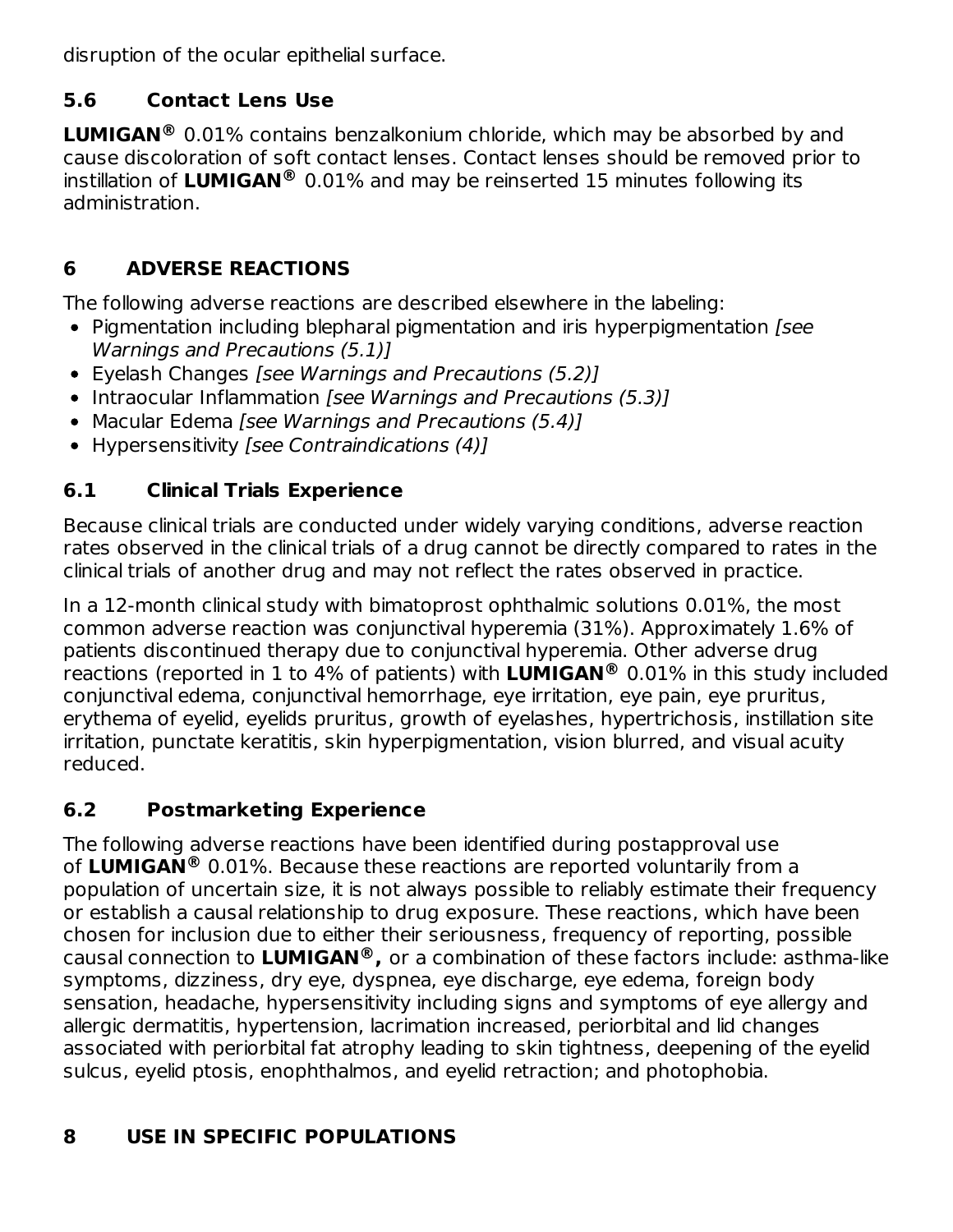disruption of the ocular epithelial surface.

### 5.6 Contact Lens Use

**LUMIGAN®** 0.01% contains benzalkonium chloride, which may be absorbed by and cause discoloration of soft contact lenses. Contact lenses should be removed prior to instillation of **LUMIGAN®** 0.01% and may be reinserted 15 minutes following its administration.

## 6 ADVERSE REACTIONS

The following adverse reactions are described elsewhere in the labeling:

- Pigmentation including blepharal pigmentation and iris hyperpigmentation *[see Warnings and Precautions (5.1)]*
- Eyelash Changes *[see Warnings and Precautions (5.2)]*
- Intraocular Inflammation *[see Warnings and Precautions (5.3)]*
- Macular Edema *[see Warnings and Precautions (5.4)]*
- Hypersensitivity *[see Contraindications (4)]*

### 6.1 Clinical Trials Experience

Because clinical trials are conducted under widely varying conditions, adverse reaction rates observed in the clinical trials of a drug cannot be directly compared to rates in the clinical trials of another drug and may not reflect the rates observed in practice.

In a 12-month clinical study with bimatoprost ophthalmic solutions 0.01%, the most common adverse reaction was conjunctival hyperemia (31%). Approximately 1.6% of patients discontinued therapy due to conjunctival hyperemia. Other adverse drug reactions (reported in 1 to 4% of patients) with **LUMIGAN®** 0.01% in this study included conjunctival edema, conjunctival hemorrhage, eye irritation, eye pain, eye pruritus, erythema of eyelid, eyelids pruritus, growth of eyelashes, hypertrichosis, instillation site irritation, punctate keratitis, skin hyperpigmentation, vision blurred, and visual acuity reduced.

### 6.2 Postmarketing Experience

The following adverse reactions have been identified during postapproval use of **LUMIGAN®** 0.01%. Because these reactions are reported voluntarily from a population of uncertain size, it is not always possible to reliably estimate their frequency or establish a causal relationship to drug exposure. These reactions, which have been chosen for inclusion due to either their seriousness, frequency of reporting, possible causal connection to **LUMIGAN®,** or a combination of these factors include: asthma-like symptoms, dizziness, dry eye, dyspnea, eye discharge, eye edema, foreign body sensation, headache, hypersensitivity including signs and symptoms of eye allergy and allergic dermatitis, hypertension, lacrimation increased, periorbital and lid changes associated with periorbital fat atrophy leading to skin tightness, deepening of the eyelid sulcus, eyelid ptosis, enophthalmos, and eyelid retraction; and photophobia.

## 8 USE IN SPECIFIC POPULATIONS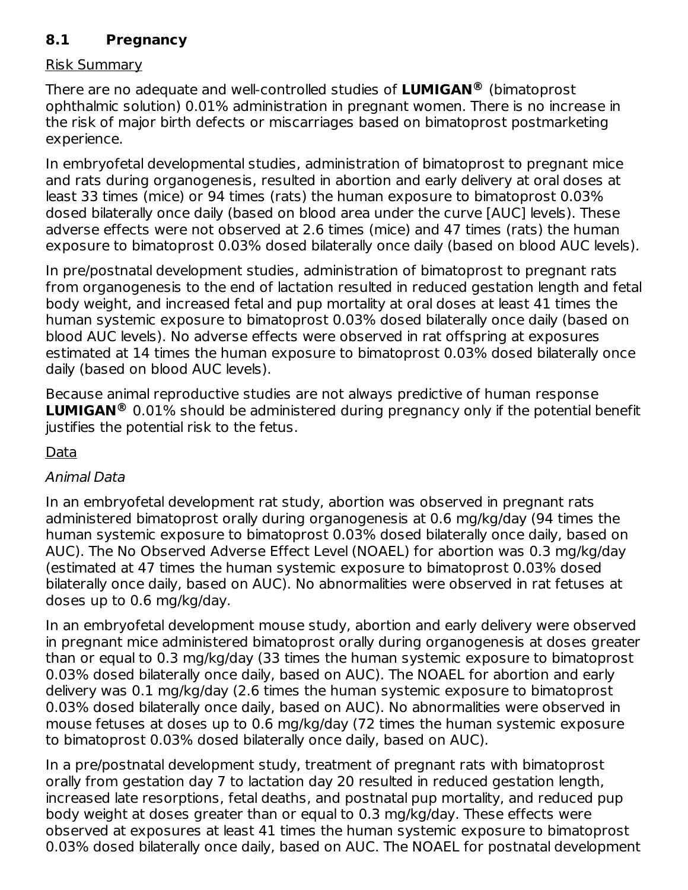## 8.1 Pregnancy

Risk Summary

There are no adequate and well-controlled studies of **LUMIGAN®** (bimatoprost ophthalmic solution) 0.01% administration in pregnant women. There is no increase in the risk of major birth defects or miscarriages based on bimatoprost postmarketing experience.

In embryofetal developmental studies, administration of bimatoprost to pregnant mice and rats during organogenesis, resulted in abortion and early delivery at oral doses at least 33 times (mice) or 94 times (rats) the human exposure to bimatoprost 0.03% dosed bilaterally once daily (based on blood area under the curve [AUC] levels). These adverse effects were not observed at 2.6 times (mice) and 47 times (rats) the human exposure to bimatoprost 0.03% dosed bilaterally once daily (based on blood AUC levels).

In pre/postnatal development studies, administration of bimatoprost to pregnant rats from organogenesis to the end of lactation resulted in reduced gestation length and fetal body weight, and increased fetal and pup mortality at oral doses at least 41 times the human systemic exposure to bimatoprost 0.03% dosed bilaterally once daily (based on blood AUC levels). No adverse effects were observed in rat offspring at exposures estimated at 14 times the human exposure to bimatoprost 0.03% dosed bilaterally once daily (based on blood AUC levels).

Because animal reproductive studies are not always predictive of human response **LUMIGAN®** 0.01% should be administered during pregnancy only if the potential benefit justifies the potential risk to the fetus.

Data

*Animal Data*

In an embryofetal development rat study, abortion was observed in pregnant rats administered bimatoprost orally during organogenesis at 0.6 mg/kg/day (94 times the human systemic exposure to bimatoprost 0.03% dosed bilaterally once daily, based on AUC). The No Observed Adverse Effect Level (NOAEL) for abortion was 0.3 mg/kg/day (estimated at 47 times the human systemic exposure to bimatoprost 0.03% dosed bilaterally once daily, based on AUC). No abnormalities were observed in rat fetuses at doses up to 0.6 mg/kg/day.

In an embryofetal development mouse study, abortion and early delivery were observed in pregnant mice administered bimatoprost orally during organogenesis at doses greater than or equal to 0.3 mg/kg/day (33 times the human systemic exposure to bimatoprost 0.03% dosed bilaterally once daily, based on AUC). The NOAEL for abortion and early delivery was 0.1 mg/kg/day (2.6 times the human systemic exposure to bimatoprost 0.03% dosed bilaterally once daily, based on AUC). No abnormalities were observed in mouse fetuses at doses up to 0.6 mg/kg/day (72 times the human systemic exposure to bimatoprost 0.03% dosed bilaterally once daily, based on AUC).

In a pre/postnatal development study, treatment of pregnant rats with bimatoprost orally from gestation day 7 to lactation day 20 resulted in reduced gestation length, increased late resorptions, fetal deaths, and postnatal pup mortality, and reduced pup body weight at doses greater than or equal to 0.3 mg/kg/day. These effects were observed at exposures at least 41 times the human systemic exposure to bimatoprost 0.03% dosed bilaterally once daily, based on AUC. The NOAEL for postnatal development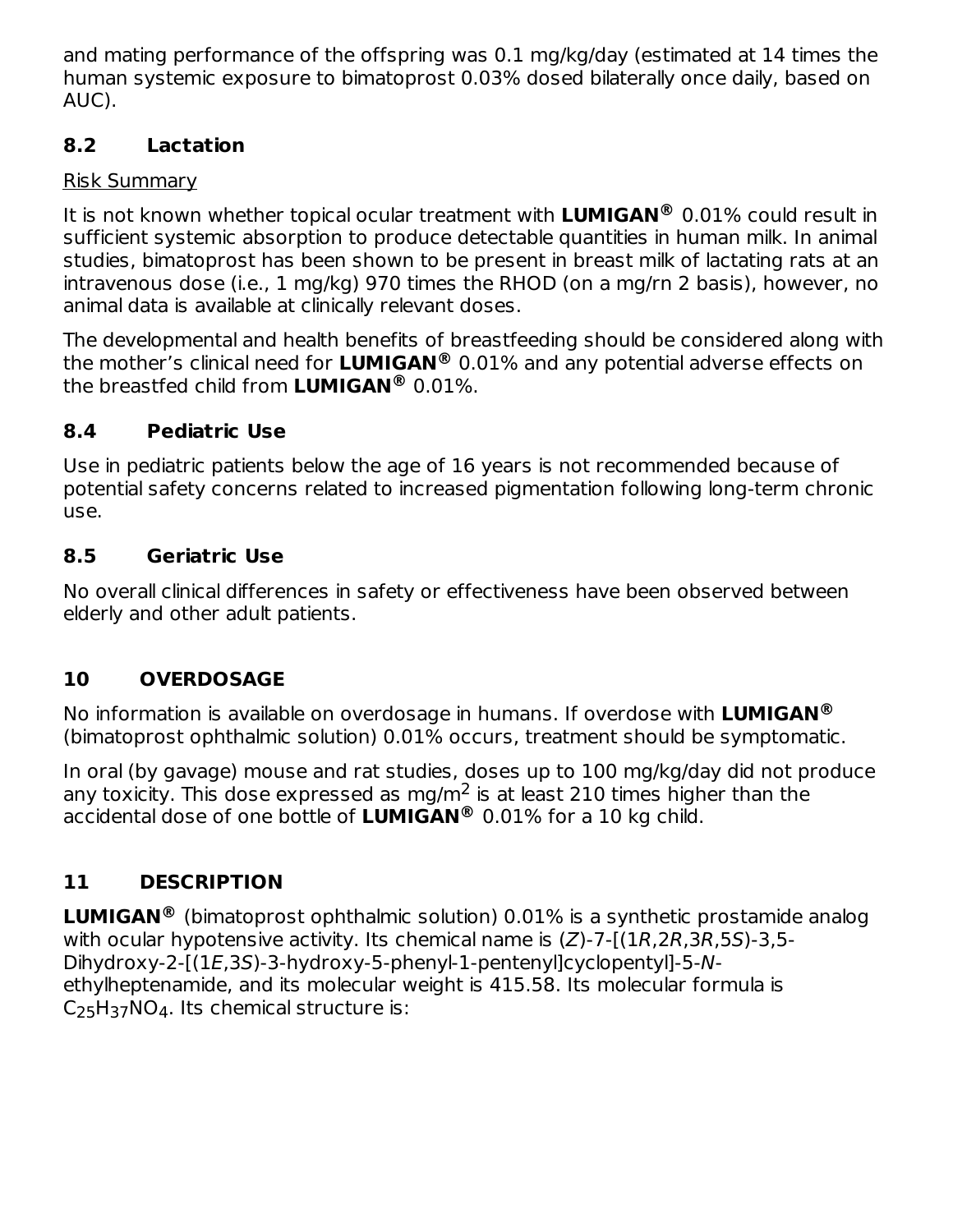and mating performance of the offspring was 0.1 mg/kg/day (estimated at 14 times the human systemic exposure to bimatoprost 0.03% dosed bilaterally once daily, based on AUC).

### 8.2 Lactation

Risk Summary

It is not known whether topical ocular treatment with **LUMIGAN®** 0.01% could result in sufficient systemic absorption to produce detectable quantities in human milk. In animal studies, bimatoprost has been shown to be present in breast milk of lactating rats at an intravenous dose (i.e., 1 mg/kg) 970 times the RHOD (on a mg/rn 2 basis), however, no animal data is available at clinically relevant doses.

The developmental and health benefits of breastfeeding should be considered along with the mother's clinical need for **LUMIGAN®** 0.01% and any potential adverse effects on the breastfed child from **LUMIGAN®** 0.01%.

### 8.4 Pediatric Use

Use in pediatric patients below the age of 16 years is not recommended because of potential safety concerns related to increased pigmentation following long-term chronic use.

### 8.5 Geriatric Use

No overall clinical differences in safety or effectiveness have been observed between elderly and other adult patients.

## 10 OVERDOSAGE

No information is available on overdosage in humans. If overdose with **LUMIGAN®** (bimatoprost ophthalmic solution) 0.01% occurs, treatment should be symptomatic.

In oral (by gavage) mouse and rat studies, doses up to 100 mg/kg/day did not produce any toxicity. This dose expressed as $mg/m^2$ is at least 210 times higher than the accidental dose of one bottle of **LUMIGAN®** 0.01% for a 10 kg child.

## 11 DESCRIPTION

**LUMIGAN®** (bimatoprost ophthalmic solution) 0.01% is a synthetic prostamide analog with ocular hypotensive activity. Its chemical name is (*Z*)-7-[(1*R*,2*R*,3*R*,5*S*)-3,5-Dihydroxy-2-[(1*E*,3*S*)-3-hydroxy-5-phenyl-1-pentenyl]cyclopentyl]-5-*N*-ethylheptenamide, and its molecular weight is 415.58. Its molecular formula is $C_{25}H_{37}NO_4$. Its chemical structure is: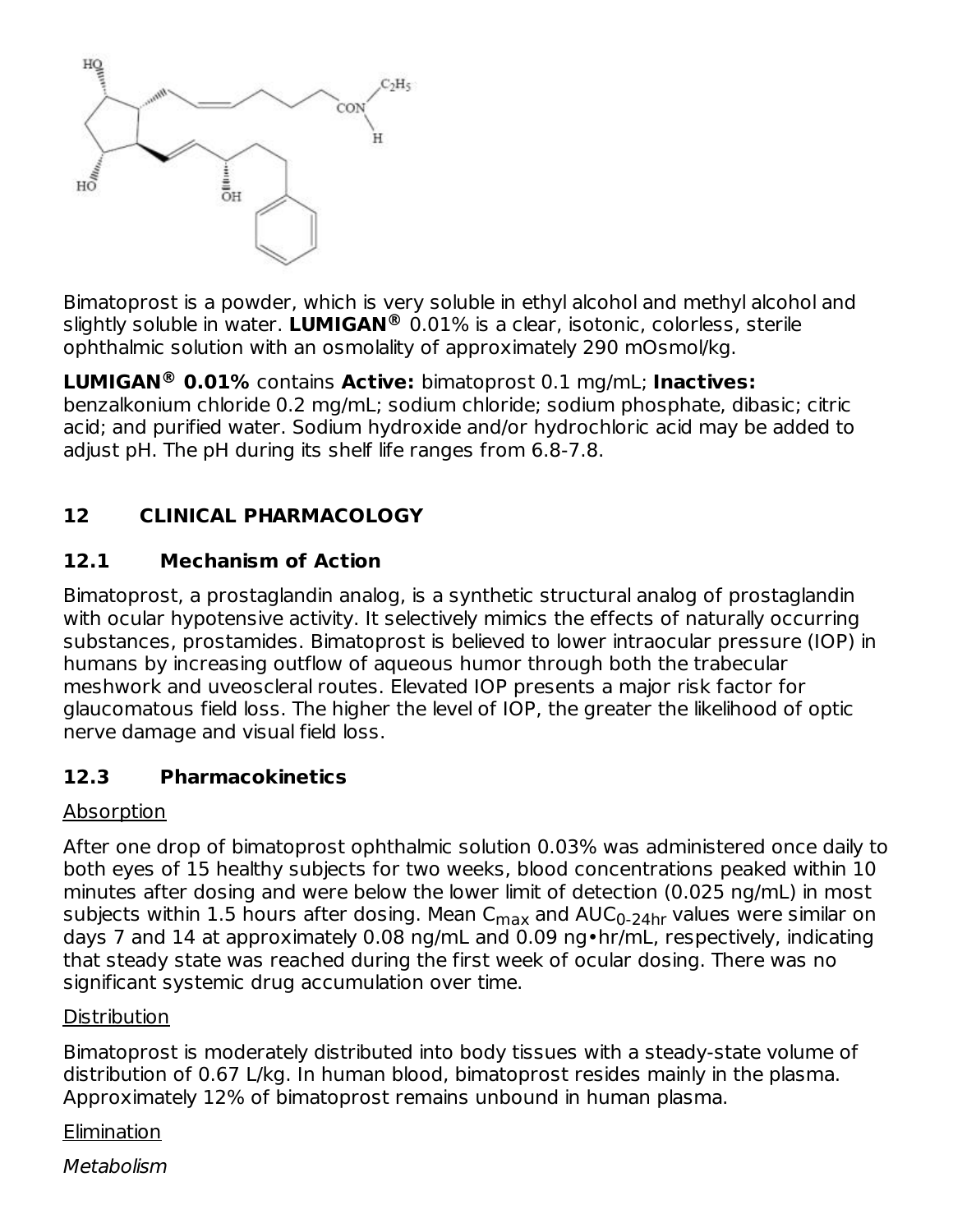Bimatoprost is a powder, which is very soluble in ethyl alcohol and methyl alcohol and slightly soluble in water. **LUMIGAN®** 0.01% is a clear, isotonic, colorless, sterile ophthalmic solution with an osmolality of approximately 290 mOsmol/kg.

**LUMIGAN® 0.01%** contains **Active:** bimatoprost 0.1 mg/mL; **Inactives:** benzalkonium chloride 0.2 mg/mL; sodium chloride; sodium phosphate, dibasic; citric acid; and purified water. Sodium hydroxide and/or hydrochloric acid may be added to adjust pH. The pH during its shelf life ranges from 6.8-7.8.

## 12 CLINICAL PHARMACOLOGY

### 12.1 Mechanism of Action

Bimatoprost, a prostaglandin analog, is a synthetic structural analog of prostaglandin with ocular hypotensive activity. It selectively mimics the effects of naturally occurring substances, prostamides. Bimatoprost is believed to lower intraocular pressure (IOP) in humans by increasing outflow of aqueous humor through both the trabecular meshwork and uveoscleral routes. Elevated IOP presents a major risk factor for glaucomatous field loss. The higher the level of IOP, the greater the likelihood of optic nerve damage and visual field loss.

### 12.3 Pharmacokinetics

Absorption

After one drop of bimatoprost ophthalmic solution 0.03% was administered once daily to both eyes of 15 healthy subjects for two weeks, blood concentrations peaked within 10 minutes after dosing and were below the lower limit of detection (0.025 ng/mL) in most subjects within 1.5 hours after dosing. Mean $C_{max}$ and $AUC_{0\text{-}24hr}$ values were similar on days 7 and 14 at approximately 0.08 ng/mL and 0.09 ng•hr/mL, respectively, indicating that steady state was reached during the first week of ocular dosing. There was no significant systemic drug accumulation over time.

Distribution

Bimatoprost is moderately distributed into body tissues with a steady-state volume of distribution of 0.67 L/kg. In human blood, bimatoprost resides mainly in the plasma. Approximately 12% of bimatoprost remains unbound in human plasma.

Elimination

*Metabolism*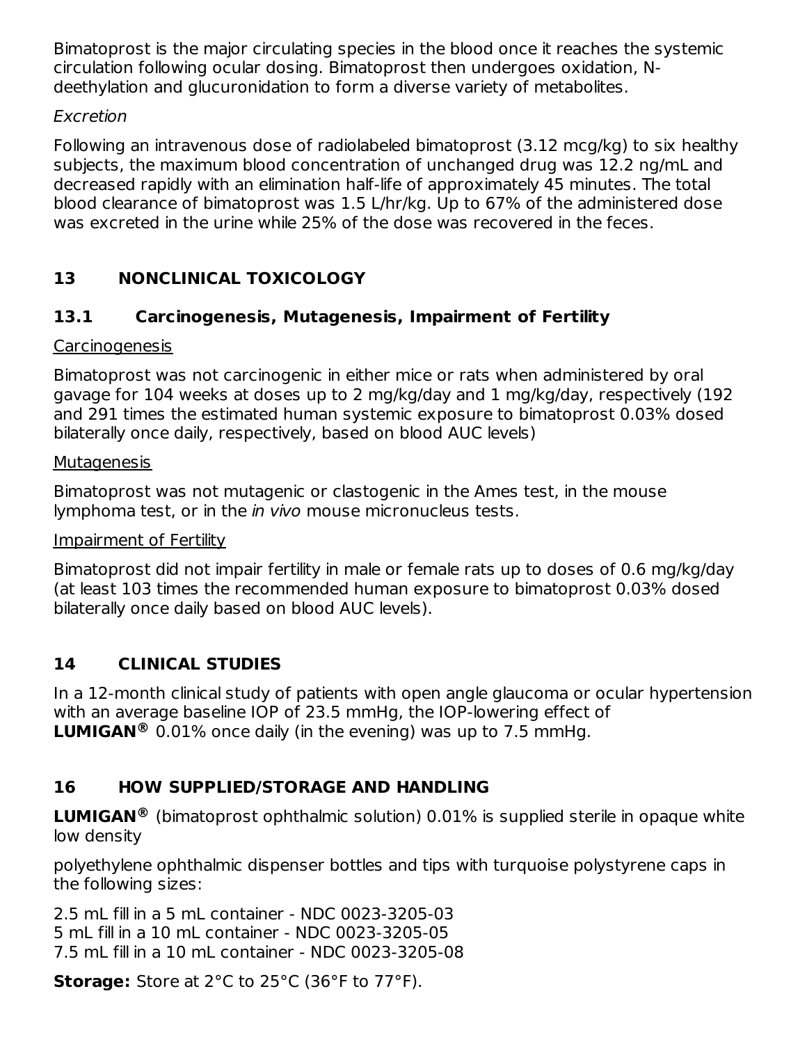Bimatoprost is the major circulating species in the blood once it reaches the systemic circulation following ocular dosing. Bimatoprost then undergoes oxidation, N-deethylation and glucuronidation to form a diverse variety of metabolites.

*Excretion*

Following an intravenous dose of radiolabeled bimatoprost (3.12 mcg/kg) to six healthy subjects, the maximum blood concentration of unchanged drug was 12.2 ng/mL and decreased rapidly with an elimination half-life of approximately 45 minutes. The total blood clearance of bimatoprost was 1.5 L/hr/kg. Up to 67% of the administered dose was excreted in the urine while 25% of the dose was recovered in the feces.

## 13 NONCLINICAL TOXICOLOGY

### 13.1 Carcinogenesis, Mutagenesis, Impairment of Fertility

Carcinogenesis

Bimatoprost was not carcinogenic in either mice or rats when administered by oral gavage for 104 weeks at doses up to 2 mg/kg/day and 1 mg/kg/day, respectively (192 and 291 times the estimated human systemic exposure to bimatoprost 0.03% dosed bilaterally once daily, respectively, based on blood AUC levels)

Mutagenesis

Bimatoprost was not mutagenic or clastogenic in the Ames test, in the mouse lymphoma test, or in the *in vivo* mouse micronucleus tests.

Impairment of Fertility

Bimatoprost did not impair fertility in male or female rats up to doses of 0.6 mg/kg/day (at least 103 times the recommended human exposure to bimatoprost 0.03% dosed bilaterally once daily based on blood AUC levels).

## 14 CLINICAL STUDIES

In a 12-month clinical study of patients with open angle glaucoma or ocular hypertension with an average baseline IOP of 23.5 mmHg, the IOP-lowering effect of **LUMIGAN®** 0.01% once daily (in the evening) was up to 7.5 mmHg.

## 16 HOW SUPPLIED/STORAGE AND HANDLING

**LUMIGAN®** (bimatoprost ophthalmic solution) 0.01% is supplied sterile in opaque white low density

polyethylene ophthalmic dispenser bottles and tips with turquoise polystyrene caps in the following sizes:

2.5 mL fill in a 5 mL container - NDC 0023-3205-03
5 mL fill in a 10 mL container - NDC 0023-3205-05
7.5 mL fill in a 10 mL container - NDC 0023-3205-08

**Storage:** Store at 2°C to 25°C (36°F to 77°F).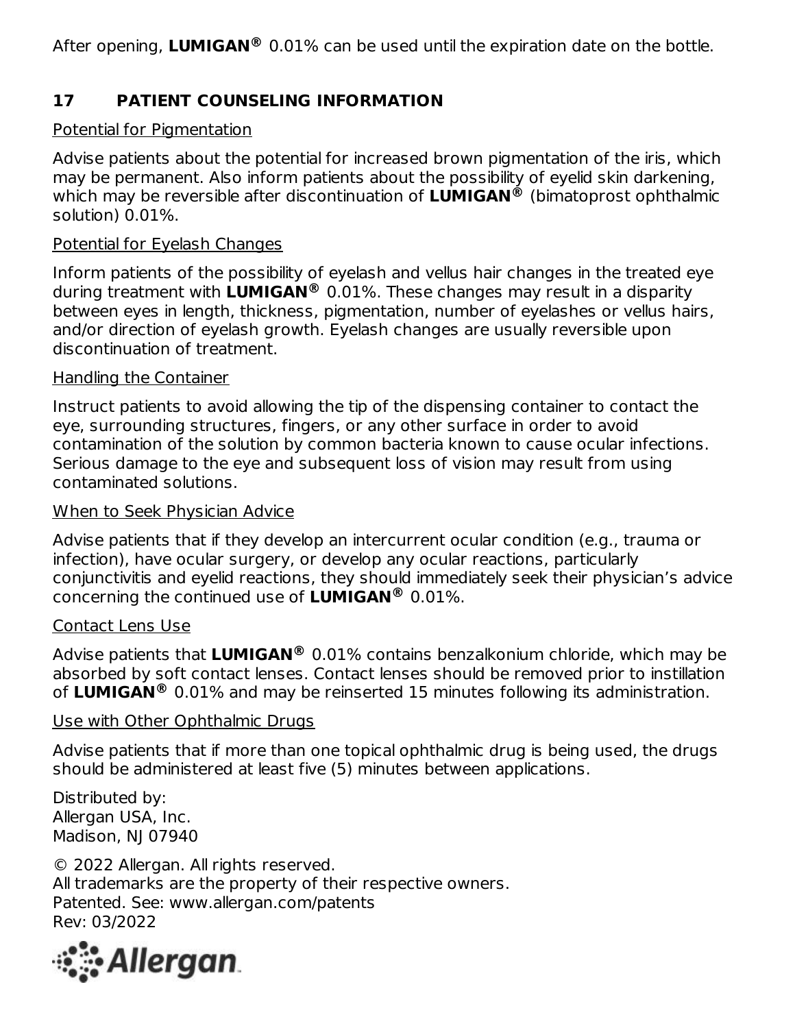After opening, **LUMIGAN®** 0.01% can be used until the expiration date on the bottle.

## 17 PATIENT COUNSELING INFORMATION

Potential for Pigmentation

Advise patients about the potential for increased brown pigmentation of the iris, which may be permanent. Also inform patients about the possibility of eyelid skin darkening, which may be reversible after discontinuation of **LUMIGAN®** (bimatoprost ophthalmic solution) 0.01%.

Potential for Eyelash Changes

Inform patients of the possibility of eyelash and vellus hair changes in the treated eye during treatment with **LUMIGAN®** 0.01%. These changes may result in a disparity between eyes in length, thickness, pigmentation, number of eyelashes or vellus hairs, and/or direction of eyelash growth. Eyelash changes are usually reversible upon discontinuation of treatment.

Handling the Container

Instruct patients to avoid allowing the tip of the dispensing container to contact the eye, surrounding structures, fingers, or any other surface in order to avoid contamination of the solution by common bacteria known to cause ocular infections. Serious damage to the eye and subsequent loss of vision may result from using contaminated solutions.

When to Seek Physician Advice

Advise patients that if they develop an intercurrent ocular condition (e.g., trauma or infection), have ocular surgery, or develop any ocular reactions, particularly conjunctivitis and eyelid reactions, they should immediately seek their physician's advice concerning the continued use of **LUMIGAN®** 0.01%.

Contact Lens Use

Advise patients that **LUMIGAN®** 0.01% contains benzalkonium chloride, which may be absorbed by soft contact lenses. Contact lenses should be removed prior to instillation of **LUMIGAN®** 0.01% and may be reinserted 15 minutes following its administration.

Use with Other Ophthalmic Drugs

Advise patients that if more than one topical ophthalmic drug is being used, the drugs should be administered at least five (5) minutes between applications.

Distributed by:
Allergan USA, Inc.
Madison, NJ 07940

© 2022 Allergan. All rights reserved.
All trademarks are the property of their respective owners.
Patented. See: www.allergan.com/patents
Rev: 03/2022

Allergan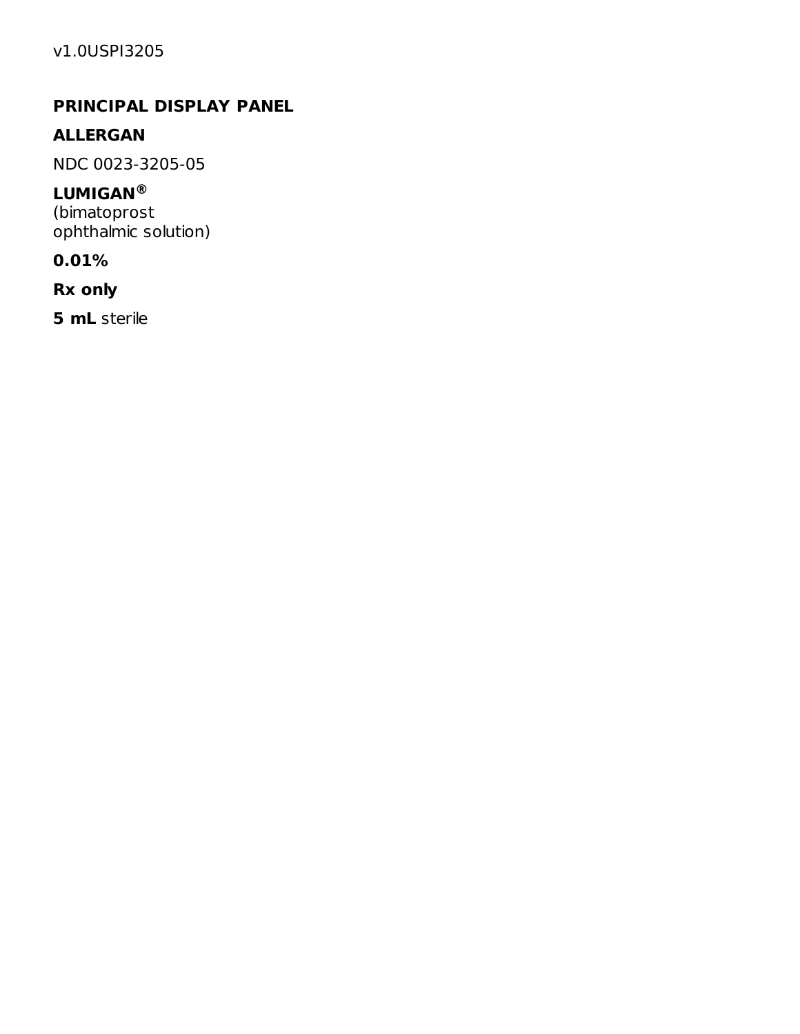v1.0USPI3205

**PRINCIPAL DISPLAY PANEL**

**ALLERGAN**

NDC 0023-3205-05

**LUMIGAN®**
(bimatoprost
ophthalmic solution)

**0.01%**

**Rx only**

**5 mL** sterile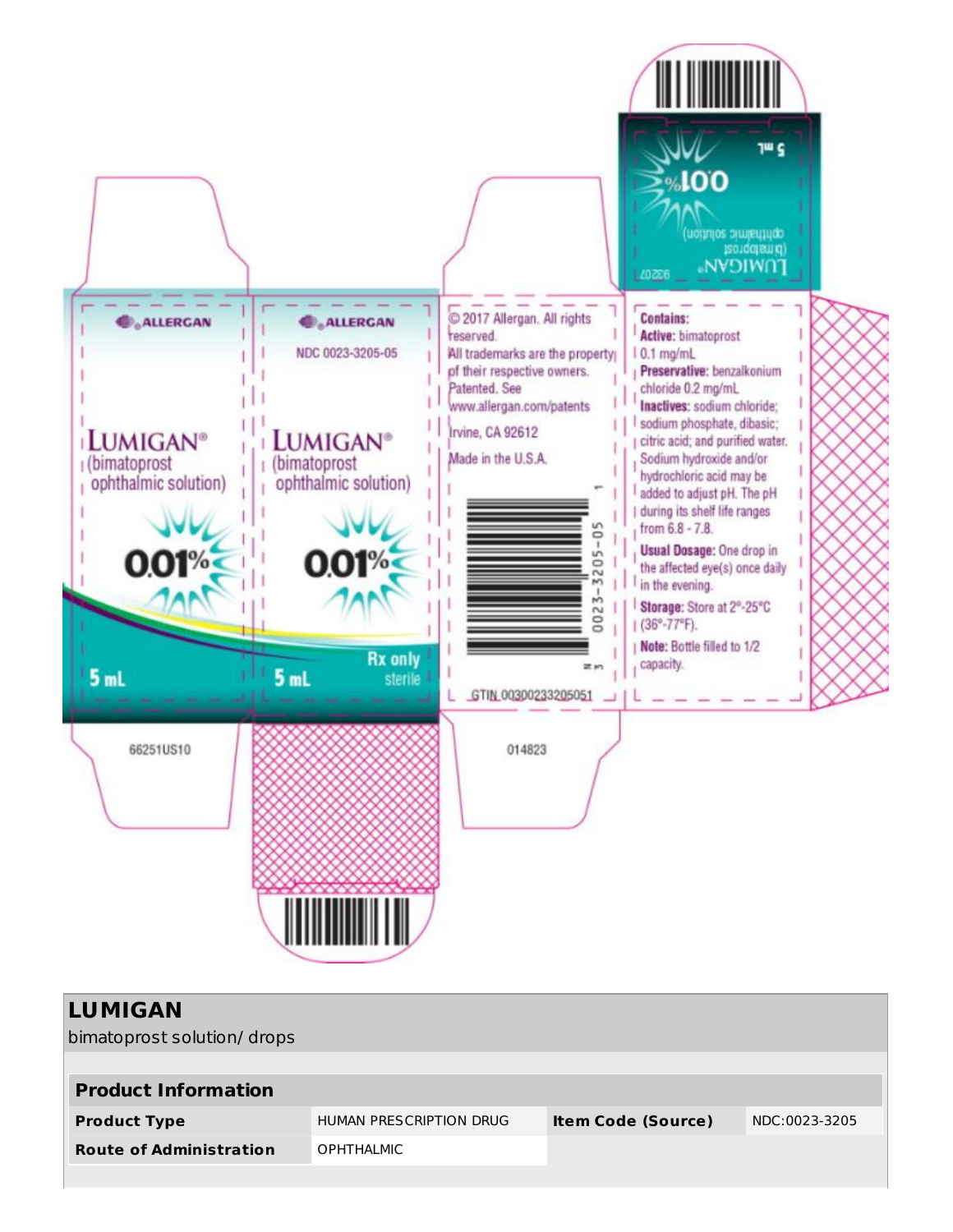ALLERGAN

LUMIGAN®
(bimatoprost
ophthalmic solution)

0.01%

5 mL

66251US10

ALLERGAN

NDC 0023-3205-05

LUMIGAN®
(bimatoprost
ophthalmic solution)

0.01%

5 mL

Rx only
sterile

© 2017 Allergan. All rights reserved.
All trademarks are the property of their respective owners.
Patented. See www.allergan.com/patents

Irvine, CA 92612

Made in the U.S.A.

0023-3205-05

GTIN 00300233205051

014823

LUMIGAN®
(bimatoprost
ophthalmic solution)

0.01%

5 mL

92207

**Contains:**
**Active:** bimatoprost 0.1 mg/mL
**Preservative:** benzalkonium chloride 0.2 mg/mL
**Inactives:** sodium chloride; sodium phosphate, dibasic; citric acid; and purified water. Sodium hydroxide and/or hydrochloric acid may be added to adjust pH. The pH during its shelf life ranges from 6.8 - 7.8.

**Usual Dosage:** One drop in the affected eye(s) once daily in the evening.

**Storage:** Store at 2°-25°C (36°-77°F).

**Note:** Bottle filled to 1/2 capacity.

## LUMIGAN

bimatoprost solution/ drops

| **Product Information** | | | |
|---|---|---|---|
| **Product Type** | HUMAN PRESCRIPTION DRUG | **Item Code (Source)** | NDC:0023-3205 |
| **Route of Administration** | OPHTHALMIC | | |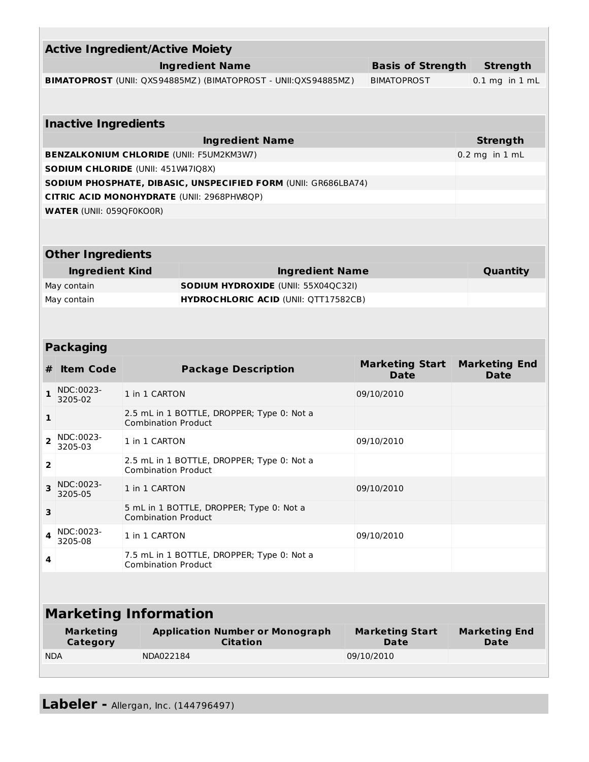| Active Ingredient/Active Moiety | | |
|---|---|---|
| **Ingredient Name** | **Basis of Strength** | **Strength** |
| **BIMATOPROST** (UNII: QXS94885MZ) (BIMATOPROST - UNII:QXS94885MZ) | BIMATOPROST | 0.1 mg in 1 mL |

| Inactive Ingredients | |
|---|---|
| **Ingredient Name** | **Strength** |
| **BENZALKONIUM CHLORIDE** (UNII: F5UM2KM3W7) | 0.2 mg in 1 mL |
| **SODIUM CHLORIDE** (UNII: 451W47IQ8X) | |
| **SODIUM PHOSPHATE, DIBASIC, UNSPECIFIED FORM** (UNII: GR686LBA74) | |
| **CITRIC ACID MONOHYDRATE** (UNII: 2968PHW8QP) | |
| **WATER** (UNII: 059QF0KO0R) | |

| Other Ingredients | | |
|---|---|---|
| **Ingredient Kind** | **Ingredient Name** | **Quantity** |
| May contain | **SODIUM HYDROXIDE** (UNII: 55X04QC32I) | |
| May contain | **HYDROCHLORIC ACID** (UNII: QTT17582CB) | |

| Packaging | | | | |
|---|---|---|---|---|
| **#** | **Item Code** | **Package Description** | **Marketing Start Date** | **Marketing End Date** |
| 1 | NDC:0023-3205-02 | 1 in 1 CARTON | 09/10/2010 | |
| 1 | | 2.5 mL in 1 BOTTLE, DROPPER; Type 0: Not a Combination Product | | |
| 2 | NDC:0023-3205-03 | 1 in 1 CARTON | 09/10/2010 | |
| 2 | | 2.5 mL in 1 BOTTLE, DROPPER; Type 0: Not a Combination Product | | |
| 3 | NDC:0023-3205-05 | 1 in 1 CARTON | 09/10/2010 | |
| 3 | | 5 mL in 1 BOTTLE, DROPPER; Type 0: Not a Combination Product | | |
| 4 | NDC:0023-3205-08 | 1 in 1 CARTON | 09/10/2010 | |
| 4 | | 7.5 mL in 1 BOTTLE, DROPPER; Type 0: Not a Combination Product | | |

## Marketing Information

| Marketing Category | Application Number or Monograph Citation | Marketing Start Date | Marketing End Date |
|---|---|---|---|
| NDA | NDA022184 | 09/10/2010 | |

## Labeler - Allergan, Inc. (144796497)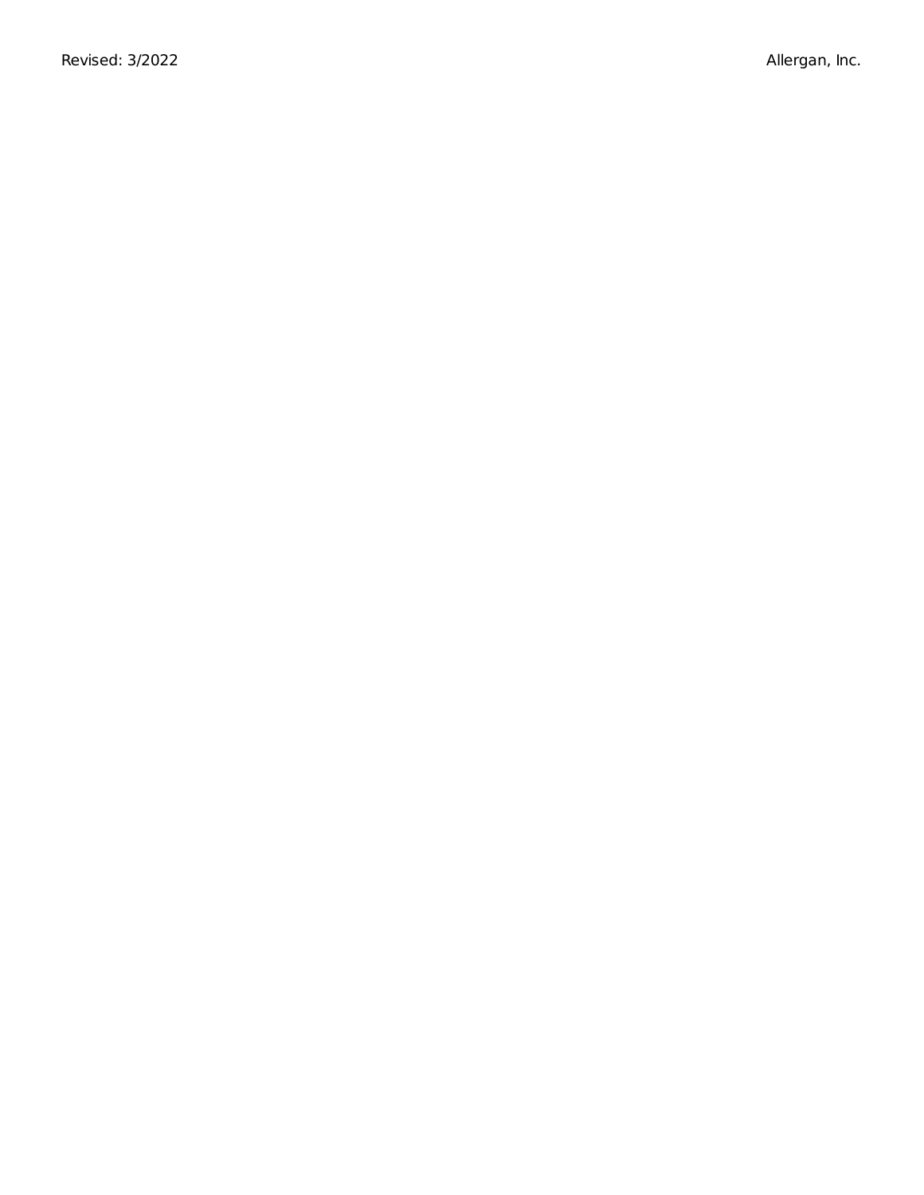Revised: 3/2022

Allergan, Inc.